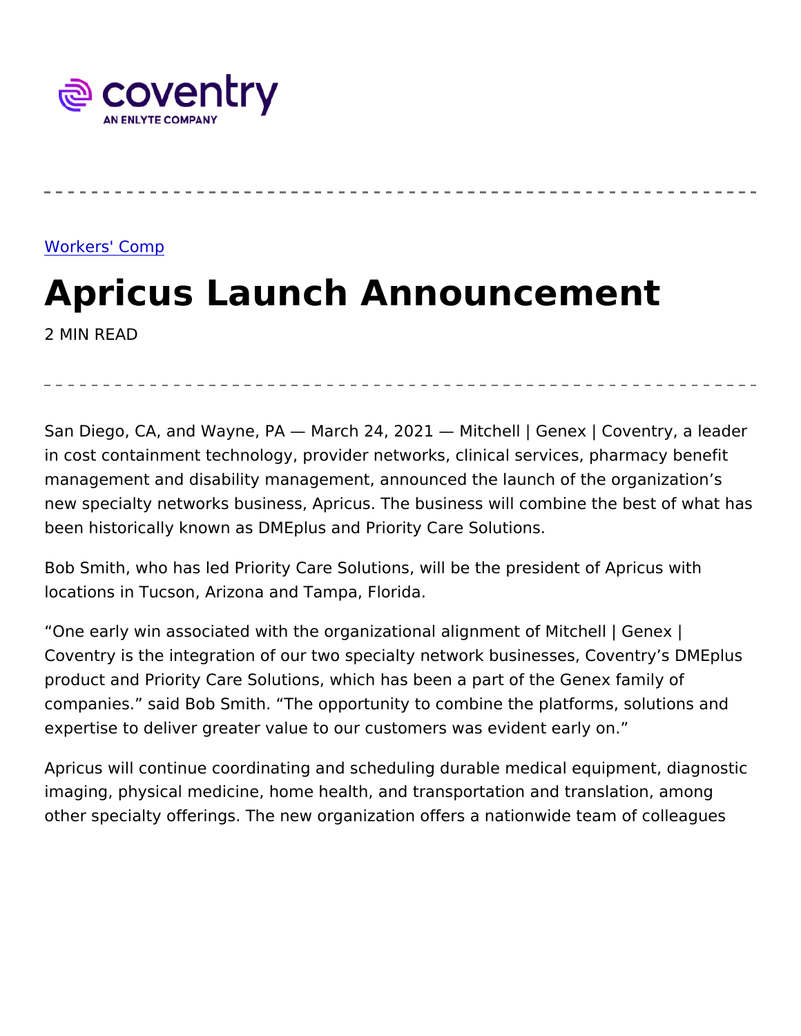Workers' Comp

# Apricus Launch Announcement

2 MIN READ

San Diego, CA, and Wayne, PA — March 24, 2021 — Mitchell | Genex | Coventry, a leader in cost containment technology, provider networks, clinical services, pharmacy benefit management and disability management, announced the launch of the organization's new specialty networks business, Apricus. The business will combine the best of what has been historically known as DMEplus and Priority Care Solutions.

Bob Smith, who has led Priority Care Solutions, will be the president of Apricus with locations in Tucson, Arizona and Tampa, Florida.

"One early win associated with the organizational alignment of Mitchell | Genex | Coventry is the integration of our two specialty network businesses, Coventry's DMEplus product and Priority Care Solutions, which has been a part of the Genex family of companies." said Bob Smith. "The opportunity to combine the platforms, solutions and expertise to deliver greater value to our customers was evident early on."

Apricus will continue coordinating and scheduling durable medical equipment, diagnostic imaging, physical medicine, home health, and transportation and translation, among other specialty offerings. The new organization offers a nationwide team of colleagues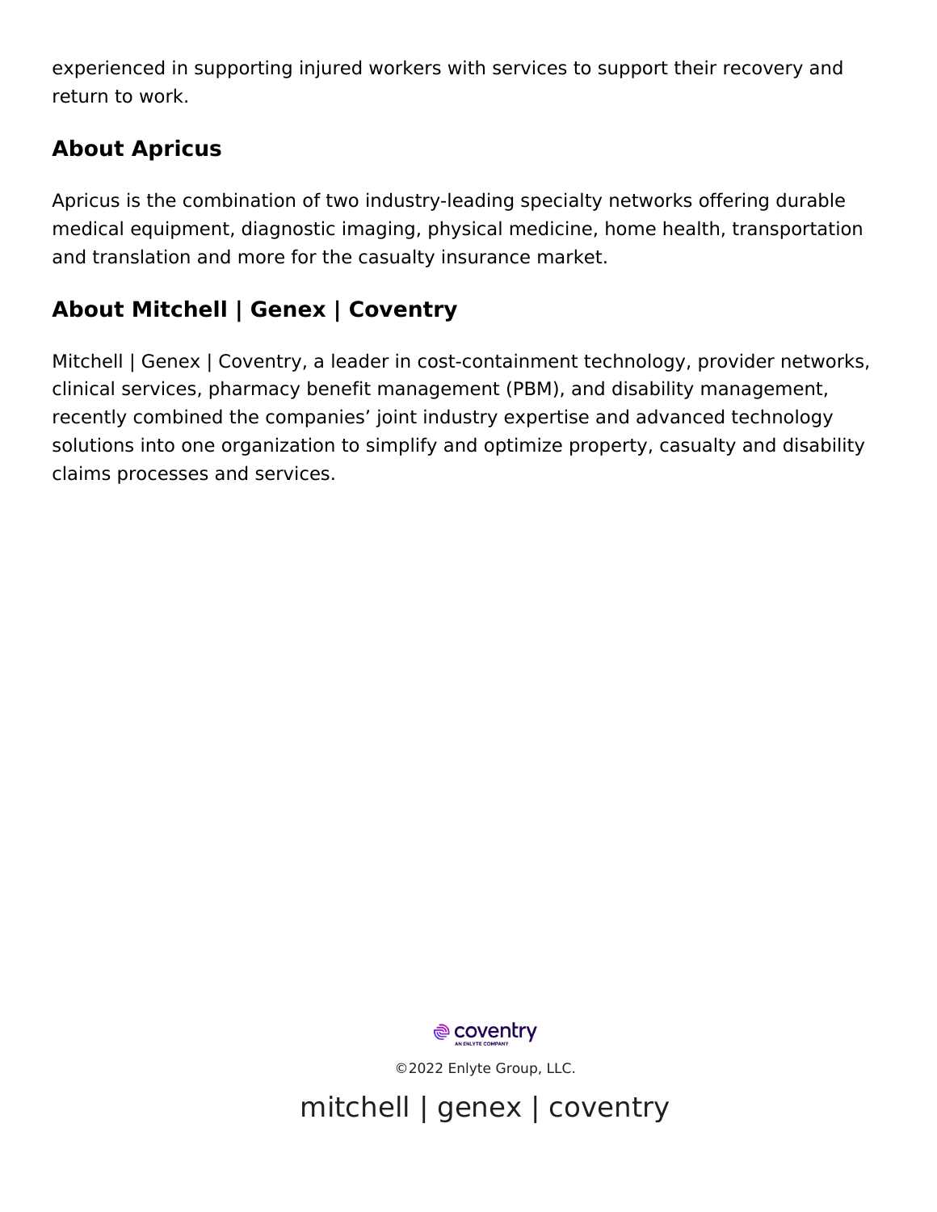experienced in supporting injured workers with services to support their recovery and return to work.

## About Apricus

Apricus is the combination of two industry-leading specialty networks offering durable medical equipment, diagnostic imaging, physical medicine, home health, transportation and translation and more for the casualty insurance market.

## About Mitchell | Genex | Coventry

Mitchell | Genex | Coventry, a leader in cost-containment technology, provider networks, clinical services, pharmacy benefit management (PBM), and disability management, recently combined the companies' joint industry expertise and advanced technology solutions into one organization to simplify and optimize property, casualty and disability claims processes and services.

coventry
AN ENLYTE COMPANY

©2022 Enlyte Group, LLC.

mitchell | genex | coventry